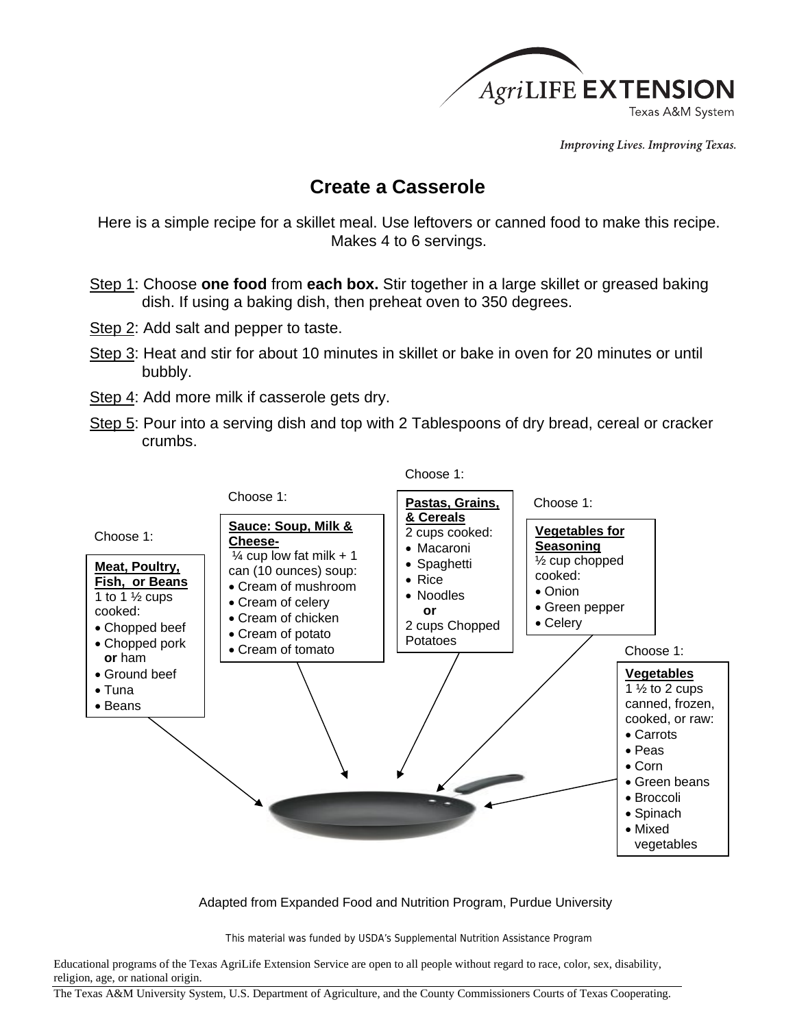AgriLIFE EXTENSION
Texas A&M System

*Improving Lives. Improving Texas.*

# Create a Casserole

Here is a simple recipe for a skillet meal. Use leftovers or canned food to make this recipe. Makes 4 to 6 servings.

Step 1: Choose **one food** from **each box.** Stir together in a large skillet or greased baking dish. If using a baking dish, then preheat oven to 350 degrees.

Step 2: Add salt and pepper to taste.

Step 3: Heat and stir for about 10 minutes in skillet or bake in oven for 20 minutes or until bubbly.

Step 4: Add more milk if casserole gets dry.

Step 5: Pour into a serving dish and top with 2 Tablespoons of dry bread, cereal or cracker crumbs.

Choose 1:

**Meat, Poultry, Fish, or Beans**
1 to 1 ½ cups cooked:
- Chopped beef
- Chopped pork **or** ham
- Ground beef
- Tuna
- Beans

Choose 1:

**Sauce: Soup, Milk & Cheese-**
¼ cup low fat milk + 1 can (10 ounces) soup:
- Cream of mushroom
- Cream of celery
- Cream of chicken
- Cream of potato
- Cream of tomato

Choose 1:

**Pastas, Grains, & Cereals**
2 cups cooked:
- Macaroni
- Spaghetti
- Rice
- Noodles

**or**

2 cups Chopped Potatoes

Choose 1:

**Vegetables for Seasoning**
½ cup chopped cooked:
- Onion
- Green pepper
- Celery

Choose 1:

**Vegetables**
1 ½ to 2 cups canned, frozen, cooked, or raw:
- Carrots
- Peas
- Corn
- Green beans
- Broccoli
- Spinach
- Mixed vegetables

Adapted from Expanded Food and Nutrition Program, Purdue University

This material was funded by USDA's Supplemental Nutrition Assistance Program

Educational programs of the Texas AgriLife Extension Service are open to all people without regard to race, color, sex, disability, religion, age, or national origin.

The Texas A&M University System, U.S. Department of Agriculture, and the County Commissioners Courts of Texas Cooperating.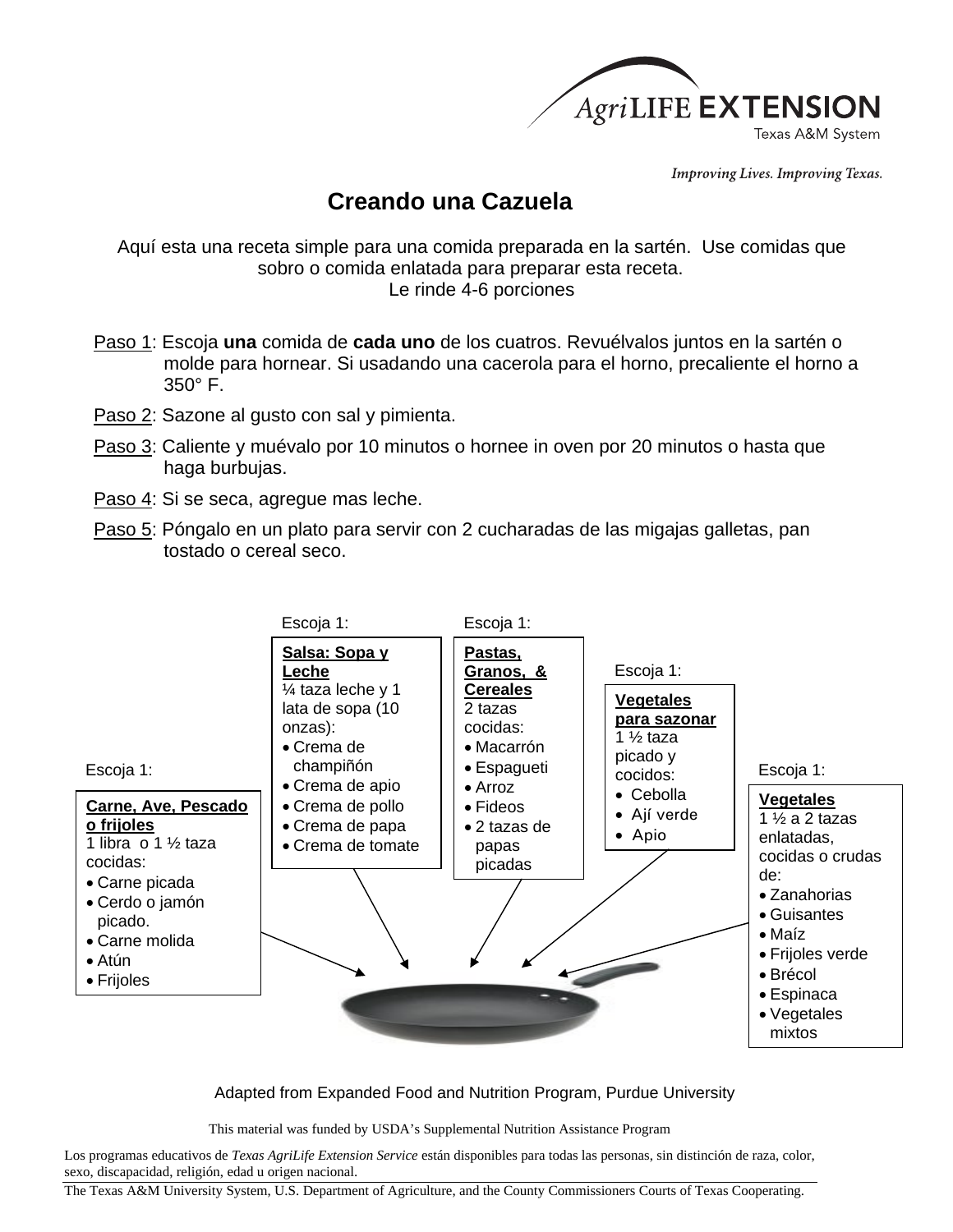AgriLIFE EXTENSION
Texas A&M System

*Improving Lives. Improving Texas.*

# Creando una Cazuela

Aquí esta una receta simple para una comida preparada en la sartén. Use comidas que sobro o comida enlatada para preparar esta receta.
Le rinde 4-6 porciones

Paso 1: Escoja **una** comida de **cada uno** de los cuatros. Revuélvalos juntos en la sartén o molde para hornear. Si usadando una cacerola para el horno, precaliente el horno a 350° F.

Paso 2: Sazone al gusto con sal y pimienta.

Paso 3: Caliente y muévalo por 10 minutos o hornee in oven por 20 minutos o hasta que haga burbujas.

Paso 4: Si se seca, agregue mas leche.

Paso 5: Póngalo en un plato para servir con 2 cucharadas de las migajas galletas, pan tostado o cereal seco.

Escoja 1:

**Carne, Ave, Pescado o frijoles**
1 libra o 1 ½ taza cocidas:
- Carne picada
- Cerdo o jamón picado.
- Carne molida
- Atún
- Frijoles

Escoja 1:

**Salsa: Sopa y Leche**
¼ taza leche y 1 lata de sopa (10 onzas):
- Crema de champiñón
- Crema de apio
- Crema de pollo
- Crema de papa
- Crema de tomate

Escoja 1:

**Pastas, Granos, & Cereales**
2 tazas cocidas:
- Macarrón
- Espagueti
- Arroz
- Fideos
- 2 tazas de papas picadas

Escoja 1:

**Vegetales para sazonar**
1 ½ taza picado y cocidos:
- Cebolla
- Ají verde
- Apio

Escoja 1:

**Vegetales**
1 ½ a 2 tazas enlatadas, cocidas o crudas de:
- Zanahorias
- Guisantes
- Maíz
- Frijoles verde
- Brécol
- Espinaca
- Vegetales mixtos

Adapted from Expanded Food and Nutrition Program, Purdue University

This material was funded by USDA's Supplemental Nutrition Assistance Program

Los programas educativos de *Texas AgriLife Extension Service* están disponibles para todas las personas, sin distinción de raza, color, sexo, discapacidad, religión, edad u origen nacional.

The Texas A&M University System, U.S. Department of Agriculture, and the County Commissioners Courts of Texas Cooperating.